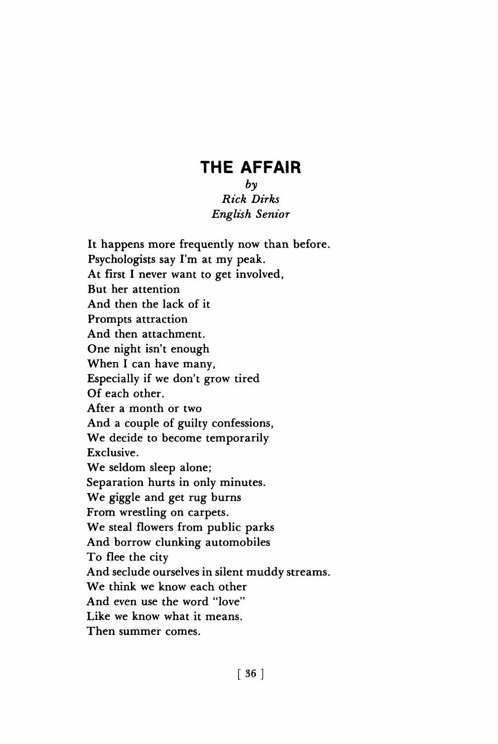# THE AFFAIR

*by*
*Rick Dirks*
*English Senior*

It happens more frequently now than before.
Psychologists say I'm at my peak.
At first I never want to get involved,
But her attention
And then the lack of it
Prompts attraction
And then attachment.
One night isn't enough
When I can have many,
Especially if we don't grow tired
Of each other.
After a month or two
And a couple of guilty confessions,
We decide to become temporarily
Exclusive.
We seldom sleep alone;
Separation hurts in only minutes.
We giggle and get rug burns
From wrestling on carpets.
We steal flowers from public parks
And borrow clunking automobiles
To flee the city
And seclude ourselves in silent muddy streams.
We think we know each other
And even use the word "love"
Like we know what it means.
Then summer comes.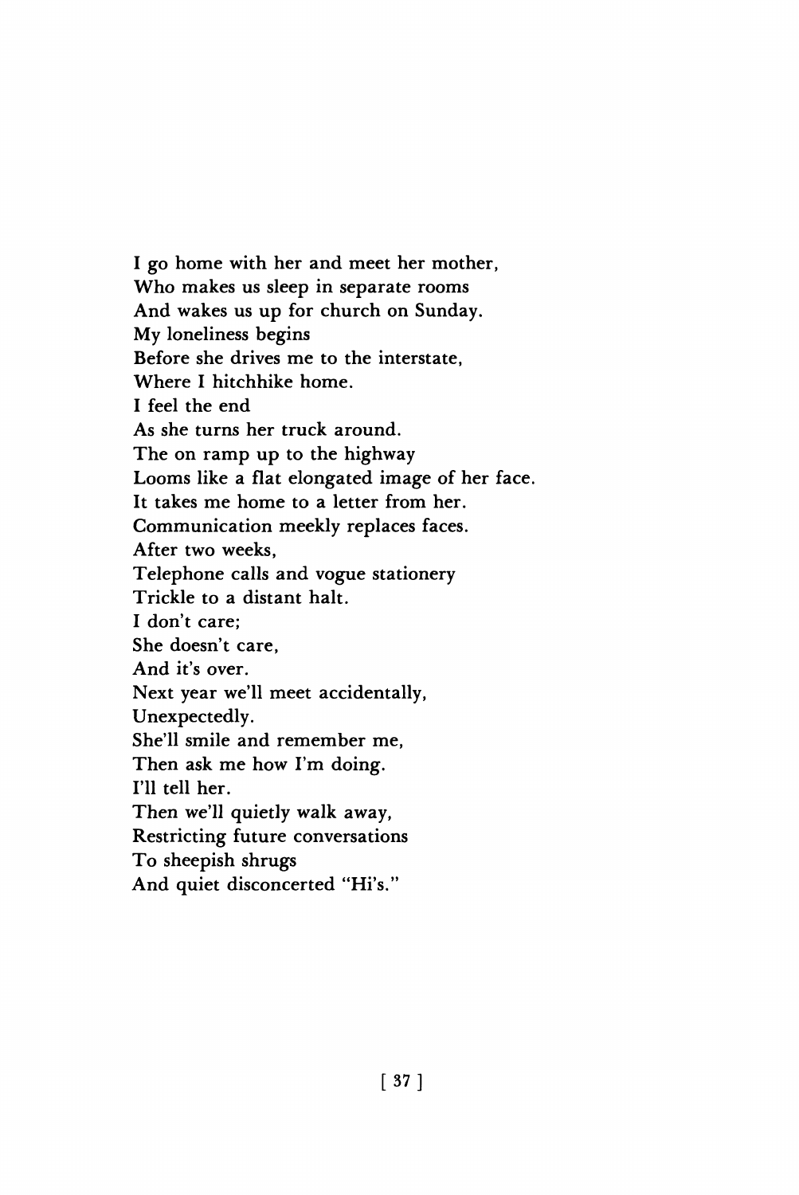I go home with her and meet her mother,  
Who makes us sleep in separate rooms  
And wakes us up for church on Sunday.  
My loneliness begins  
Before she drives me to the interstate,  
Where I hitchhike home.  
I feel the end  
As she turns her truck around.  
The on ramp up to the highway  
Looms like a flat elongated image of her face.  
It takes me home to a letter from her.  
Communication meekly replaces faces.  
After two weeks,  
Telephone calls and vogue stationery  
Trickle to a distant halt.  
I don't care;  
She doesn't care,  
And it's over.  
Next year we'll meet accidentally,  
Unexpectedly.  
She'll smile and remember me,  
Then ask me how I'm doing.  
I'll tell her.  
Then we'll quietly walk away,  
Restricting future conversations  
To sheepish shrugs  
And quiet disconcerted "Hi's."